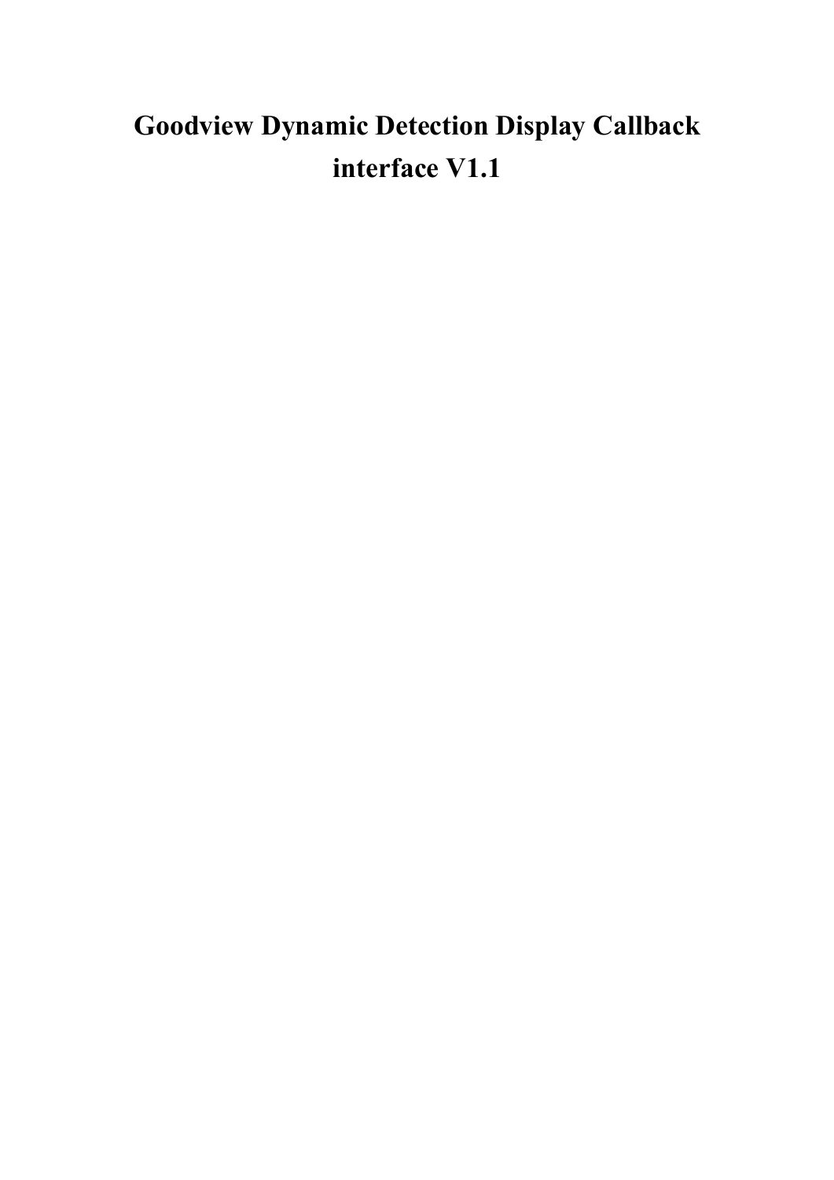# Goodview Dynamic Detection Display Callback interface V1.1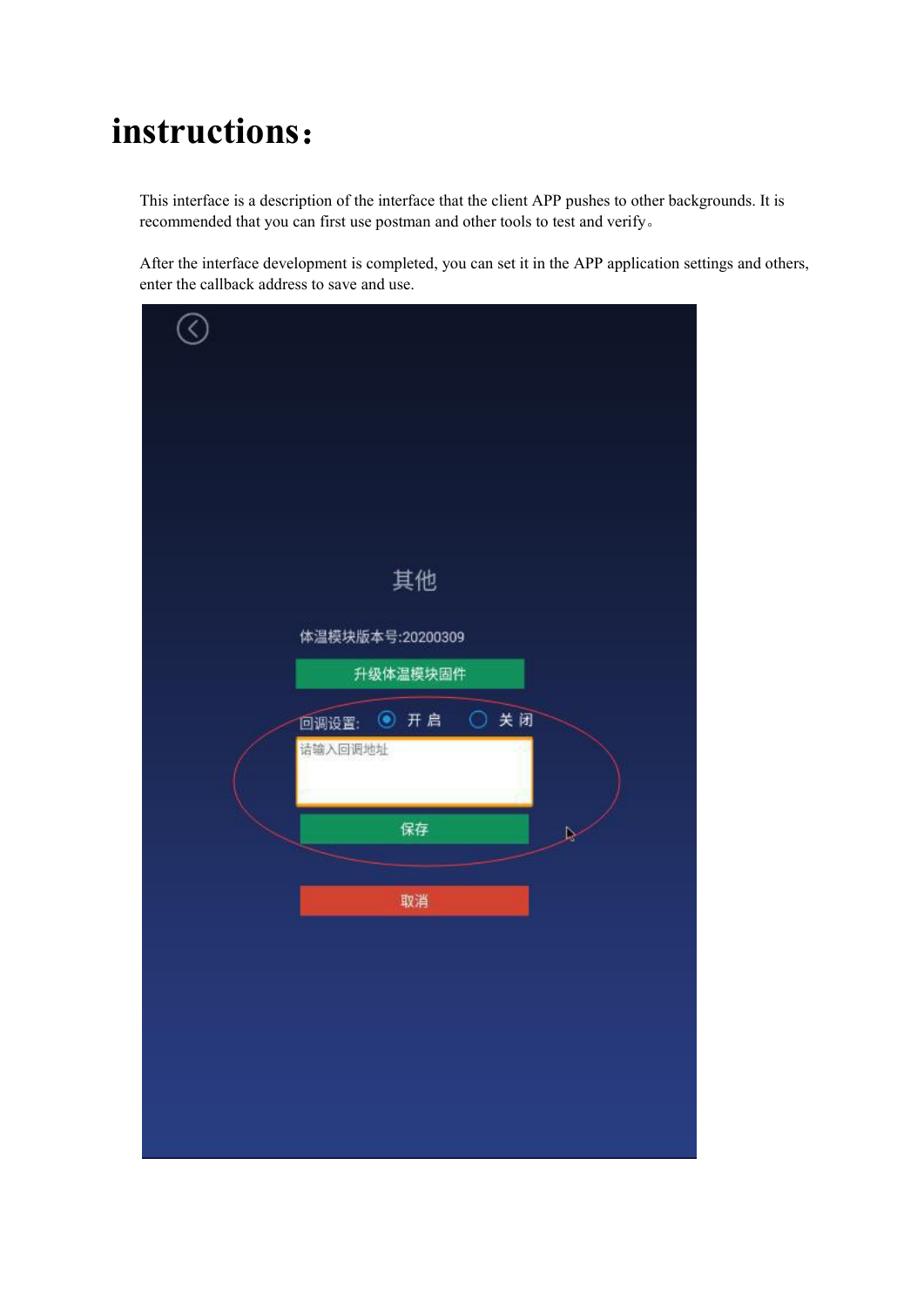# instructions：

This interface is a description of the interface that the client APP pushes to other backgrounds. It is recommended that you can first use postman and other tools to test and verify。

After the interface development is completed, you can set it in the APP application settings and others, enter the callback address to save and use.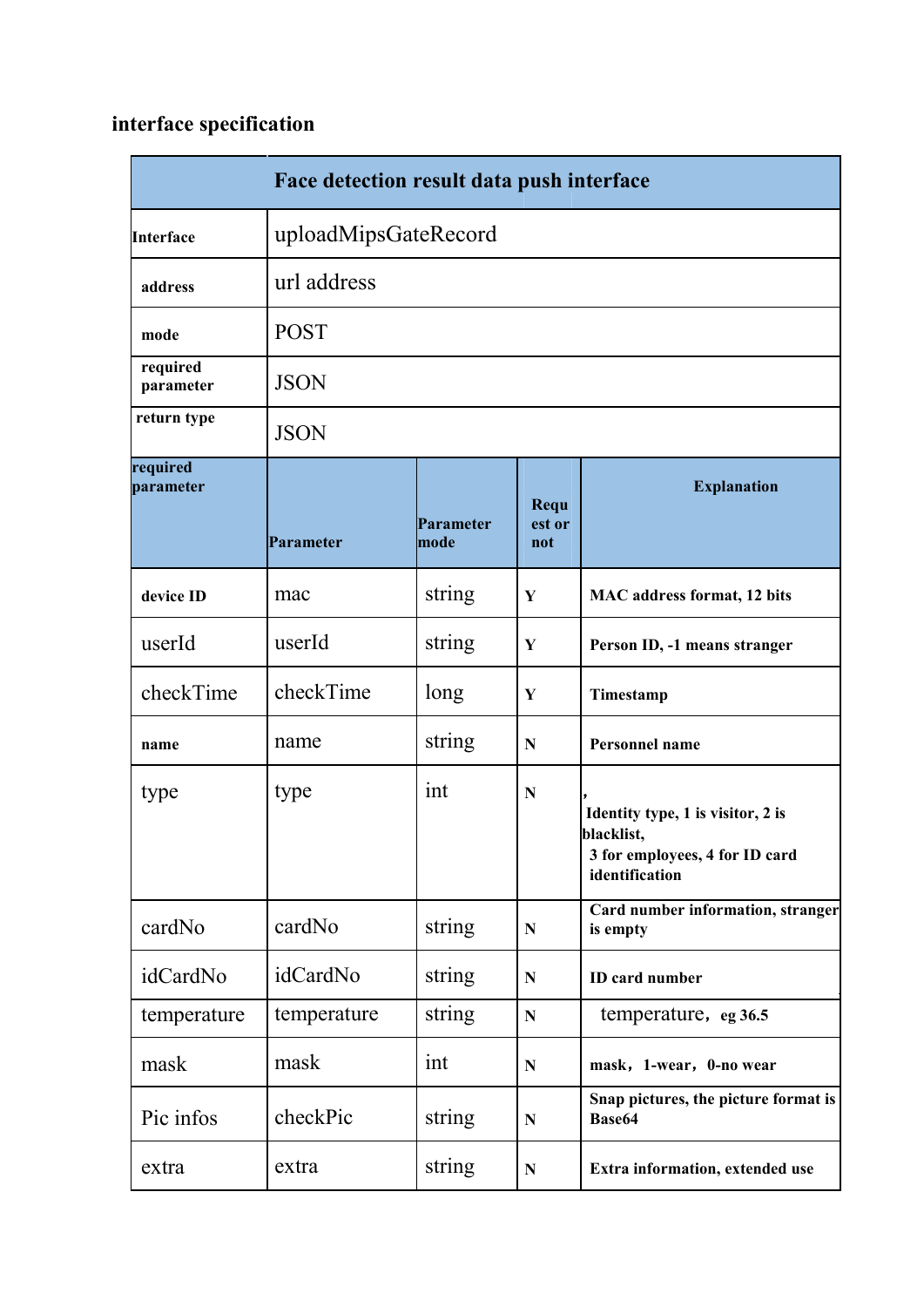**interface specification**

| Face detection result data push interface | | | | |
|---|---|---|---|---|
| Interface | uploadMipsGateRecord | | | |
| address | url address | | | |
| mode | POST | | | |
| required parameter | JSON | | | |
| return type | JSON | | | |
| required parameter | Parameter | Parameter mode | Request or not | Explanation |
| device ID | mac | string | Y | MAC address format, 12 bits |
| userId | userId | string | Y | Person ID, -1 means stranger |
| checkTime | checkTime | long | Y | Timestamp |
| name | name | string | N | Personnel name |
| type | type | int | N | , Identity type, 1 is visitor, 2 is blacklist, 3 for employees, 4 for ID card identification |
| cardNo | cardNo | string | N | Card number information, stranger is empty |
| idCardNo | idCardNo | string | N | ID card number |
| temperature | temperature | string | N | temperature，eg 36.5 |
| mask | mask | int | N | mask，1-wear，0-no wear |
| Pic infos | checkPic | string | N | Snap pictures, the picture format is Base64 |
| extra | extra | string | N | Extra information, extended use |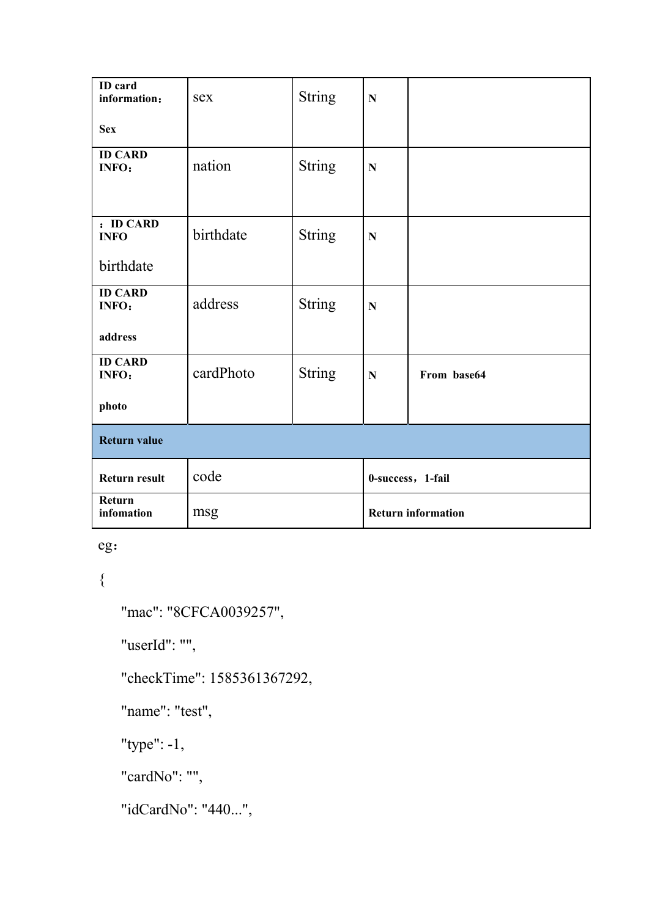| ID card information：Sex | sex | String | N | |
|---|---|---|---|---|
| ID CARD INFO： | nation | String | N | |
| ：ID CARD INFO birthdate | birthdate | String | N | |
| ID CARD INFO：address | address | String | N | |
| ID CARD INFO：photo | cardPhoto | String | N | From base64 |
| **Return value** | | | | |
| Return result | code | | 0-success，1-fail | |
| Return infomation | msg | | Return information | |

eg：

```
{
    "mac": "8CFCA0039257",
    "userId": "",
    "checkTime": 1585361367292,
    "name": "test",
    "type": -1,
    "cardNo": "",
    "idCardNo": "440...",
```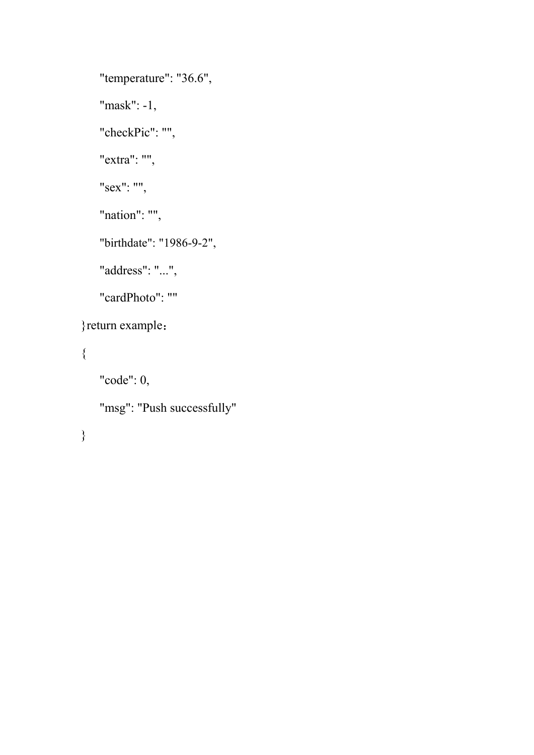```
    "temperature": "36.6",
    "mask": -1,
    "checkPic": "",
    "extra": "",
    "sex": "",
    "nation": "",
    "birthdate": "1986-9-2",
    "address": "...",
    "cardPhoto": ""
}
```

return example：

```
{
    "code": 0,
    "msg": "Push successfully"
}
```